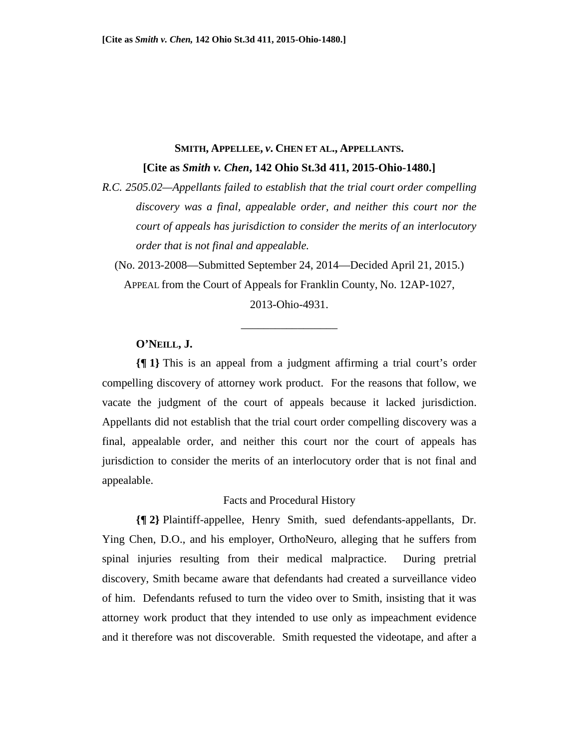**[Cite as *Smith v. Chen,* 142 Ohio St.3d 411, 2015-Ohio-1480.]**

**SMITH, APPELLEE, *v.* CHEN ET AL., APPELLANTS.**

**[Cite as *Smith v. Chen*, 142 Ohio St.3d 411, 2015-Ohio-1480.]**

*R.C. 2505.02—Appellants failed to establish that the trial court order compelling discovery was a final, appealable order, and neither this court nor the court of appeals has jurisdiction to consider the merits of an interlocutory order that is not final and appealable.*

(No. 2013-2008—Submitted September 24, 2014—Decided April 21, 2015.)

APPEAL from the Court of Appeals for Franklin County, No. 12AP-1027, 2013-Ohio-4931.

\_\_\_\_\_\_\_\_\_\_\_\_\_\_\_\_\_\_

**O'NEILL, J.**

**{¶ 1}** This is an appeal from a judgment affirming a trial court's order compelling discovery of attorney work product. For the reasons that follow, we vacate the judgment of the court of appeals because it lacked jurisdiction. Appellants did not establish that the trial court order compelling discovery was a final, appealable order, and neither this court nor the court of appeals has jurisdiction to consider the merits of an interlocutory order that is not final and appealable.

Facts and Procedural History

**{¶ 2}** Plaintiff-appellee, Henry Smith, sued defendants-appellants, Dr. Ying Chen, D.O., and his employer, OrthoNeuro, alleging that he suffers from spinal injuries resulting from their medical malpractice. During pretrial discovery, Smith became aware that defendants had created a surveillance video of him. Defendants refused to turn the video over to Smith, insisting that it was attorney work product that they intended to use only as impeachment evidence and it therefore was not discoverable. Smith requested the videotape, and after a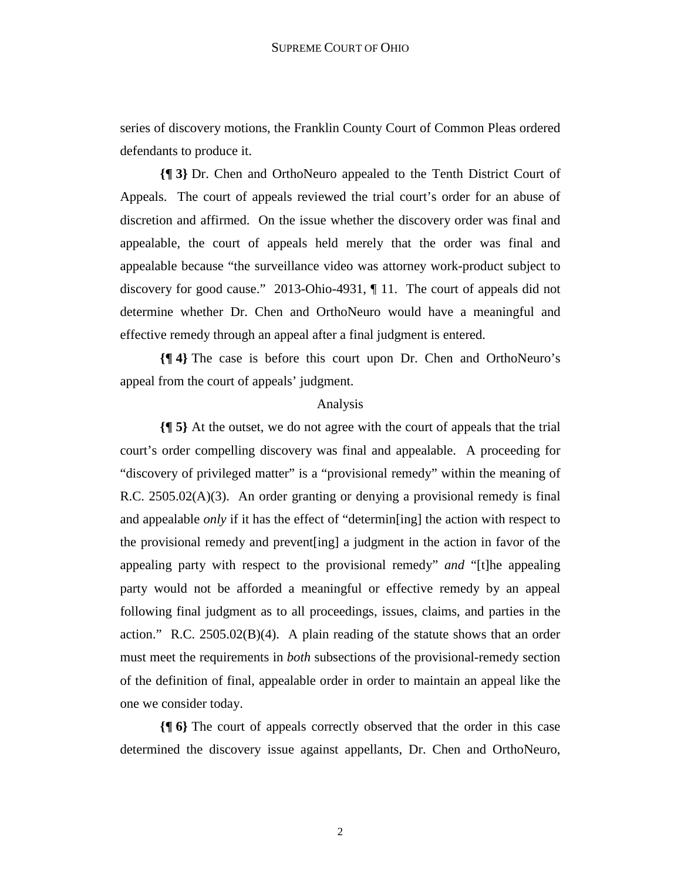series of discovery motions, the Franklin County Court of Common Pleas ordered defendants to produce it.

**{¶ 3}** Dr. Chen and OrthoNeuro appealed to the Tenth District Court of Appeals. The court of appeals reviewed the trial court's order for an abuse of discretion and affirmed. On the issue whether the discovery order was final and appealable, the court of appeals held merely that the order was final and appealable because "the surveillance video was attorney work-product subject to discovery for good cause." 2013-Ohio-4931, ¶ 11. The court of appeals did not determine whether Dr. Chen and OrthoNeuro would have a meaningful and effective remedy through an appeal after a final judgment is entered.

**{¶ 4}** The case is before this court upon Dr. Chen and OrthoNeuro's appeal from the court of appeals' judgment.

Analysis

**{¶ 5}** At the outset, we do not agree with the court of appeals that the trial court's order compelling discovery was final and appealable. A proceeding for "discovery of privileged matter" is a "provisional remedy" within the meaning of R.C. 2505.02(A)(3). An order granting or denying a provisional remedy is final and appealable *only* if it has the effect of "determin[ing] the action with respect to the provisional remedy and prevent[ing] a judgment in the action in favor of the appealing party with respect to the provisional remedy" *and* "[t]he appealing party would not be afforded a meaningful or effective remedy by an appeal following final judgment as to all proceedings, issues, claims, and parties in the action." R.C. 2505.02(B)(4). A plain reading of the statute shows that an order must meet the requirements in *both* subsections of the provisional-remedy section of the definition of final, appealable order in order to maintain an appeal like the one we consider today.

**{¶ 6}** The court of appeals correctly observed that the order in this case determined the discovery issue against appellants, Dr. Chen and OrthoNeuro,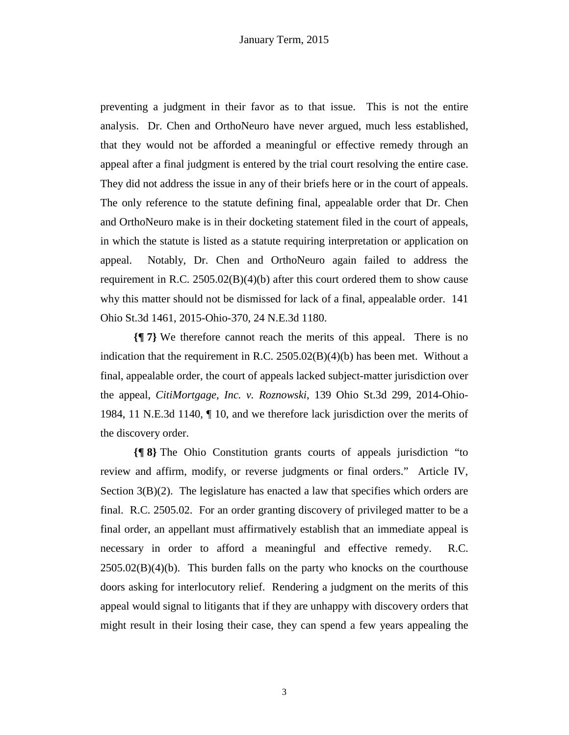preventing a judgment in their favor as to that issue. This is not the entire analysis. Dr. Chen and OrthoNeuro have never argued, much less established, that they would not be afforded a meaningful or effective remedy through an appeal after a final judgment is entered by the trial court resolving the entire case. They did not address the issue in any of their briefs here or in the court of appeals. The only reference to the statute defining final, appealable order that Dr. Chen and OrthoNeuro make is in their docketing statement filed in the court of appeals, in which the statute is listed as a statute requiring interpretation or application on appeal. Notably, Dr. Chen and OrthoNeuro again failed to address the requirement in R.C. 2505.02(B)(4)(b) after this court ordered them to show cause why this matter should not be dismissed for lack of a final, appealable order. 141 Ohio St.3d 1461, 2015-Ohio-370, 24 N.E.3d 1180.

**{¶ 7}** We therefore cannot reach the merits of this appeal. There is no indication that the requirement in R.C. 2505.02(B)(4)(b) has been met. Without a final, appealable order, the court of appeals lacked subject-matter jurisdiction over the appeal, *CitiMortgage, Inc. v. Roznowski*, 139 Ohio St.3d 299, 2014-Ohio-1984, 11 N.E.3d 1140, ¶ 10, and we therefore lack jurisdiction over the merits of the discovery order.

**{¶ 8}** The Ohio Constitution grants courts of appeals jurisdiction "to review and affirm, modify, or reverse judgments or final orders." Article IV, Section 3(B)(2). The legislature has enacted a law that specifies which orders are final. R.C. 2505.02. For an order granting discovery of privileged matter to be a final order, an appellant must affirmatively establish that an immediate appeal is necessary in order to afford a meaningful and effective remedy. R.C. 2505.02(B)(4)(b). This burden falls on the party who knocks on the courthouse doors asking for interlocutory relief. Rendering a judgment on the merits of this appeal would signal to litigants that if they are unhappy with discovery orders that might result in their losing their case, they can spend a few years appealing the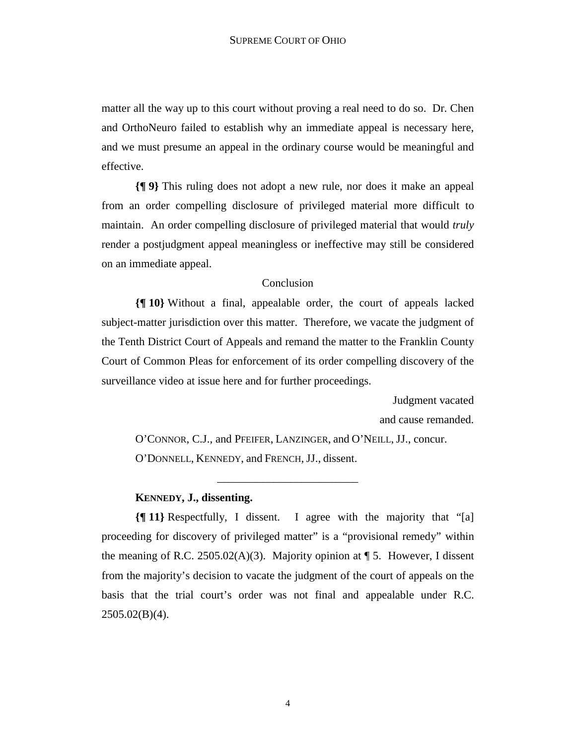matter all the way up to this court without proving a real need to do so. Dr. Chen and OrthoNeuro failed to establish why an immediate appeal is necessary here, and we must presume an appeal in the ordinary course would be meaningful and effective.

**{¶ 9}** This ruling does not adopt a new rule, nor does it make an appeal from an order compelling disclosure of privileged material more difficult to maintain. An order compelling disclosure of privileged material that would *truly* render a postjudgment appeal meaningless or ineffective may still be considered on an immediate appeal.

Conclusion

**{¶ 10}** Without a final, appealable order, the court of appeals lacked subject-matter jurisdiction over this matter. Therefore, we vacate the judgment of the Tenth District Court of Appeals and remand the matter to the Franklin County Court of Common Pleas for enforcement of its order compelling discovery of the surveillance video at issue here and for further proceedings.

Judgment vacated
and cause remanded.

O'CONNOR, C.J., and PFEIFER, LANZINGER, and O'NEILL, JJ., concur.

O'DONNELL, KENNEDY, and FRENCH, JJ., dissent.

---

**KENNEDY, J., dissenting.**

**{¶ 11}** Respectfully, I dissent. I agree with the majority that "[a] proceeding for discovery of privileged matter" is a "provisional remedy" within the meaning of R.C. 2505.02(A)(3). Majority opinion at ¶ 5. However, I dissent from the majority's decision to vacate the judgment of the court of appeals on the basis that the trial court's order was not final and appealable under R.C. 2505.02(B)(4).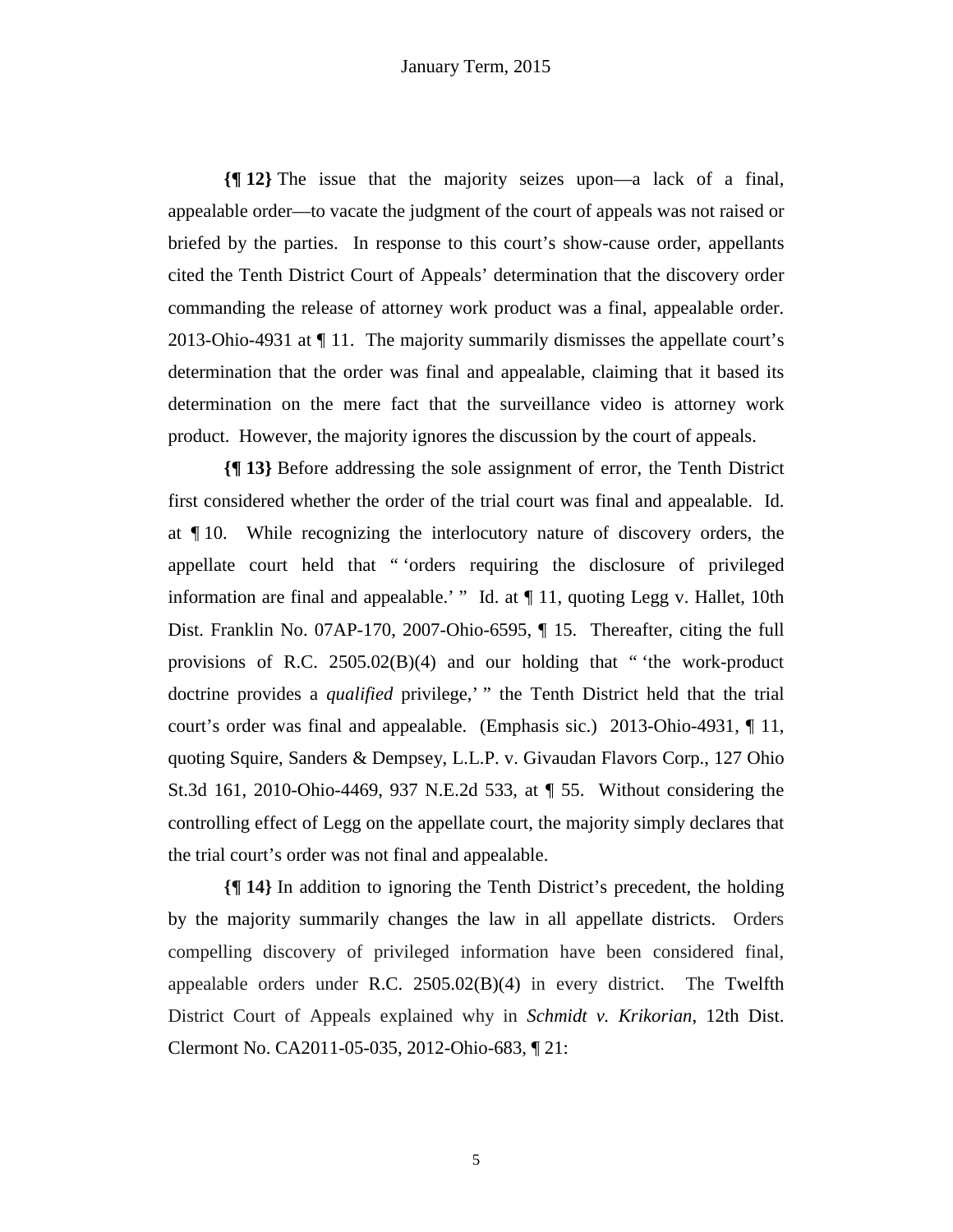**{¶ 12}** The issue that the majority seizes upon—a lack of a final, appealable order—to vacate the judgment of the court of appeals was not raised or briefed by the parties. In response to this court's show-cause order, appellants cited the Tenth District Court of Appeals' determination that the discovery order commanding the release of attorney work product was a final, appealable order. 2013-Ohio-4931 at ¶ 11. The majority summarily dismisses the appellate court's determination that the order was final and appealable, claiming that it based its determination on the mere fact that the surveillance video is attorney work product. However, the majority ignores the discussion by the court of appeals.

**{¶ 13}** Before addressing the sole assignment of error, the Tenth District first considered whether the order of the trial court was final and appealable. Id. at ¶ 10. While recognizing the interlocutory nature of discovery orders, the appellate court held that " 'orders requiring the disclosure of privileged information are final and appealable.' " Id. at ¶ 11, quoting Legg v. Hallet, 10th Dist. Franklin No. 07AP-170, 2007-Ohio-6595, ¶ 15. Thereafter, citing the full provisions of R.C. 2505.02(B)(4) and our holding that " 'the work-product doctrine provides a *qualified* privilege,' " the Tenth District held that the trial court's order was final and appealable. (Emphasis sic.) 2013-Ohio-4931, ¶ 11, quoting Squire, Sanders & Dempsey, L.L.P. v. Givaudan Flavors Corp., 127 Ohio St.3d 161, 2010-Ohio-4469, 937 N.E.2d 533, at ¶ 55. Without considering the controlling effect of Legg on the appellate court, the majority simply declares that the trial court's order was not final and appealable.

**{¶ 14}** In addition to ignoring the Tenth District's precedent, the holding by the majority summarily changes the law in all appellate districts. Orders compelling discovery of privileged information have been considered final, appealable orders under R.C. 2505.02(B)(4) in every district. The Twelfth District Court of Appeals explained why in *Schmidt v. Krikorian*, 12th Dist. Clermont No. CA2011-05-035, 2012-Ohio-683, ¶ 21: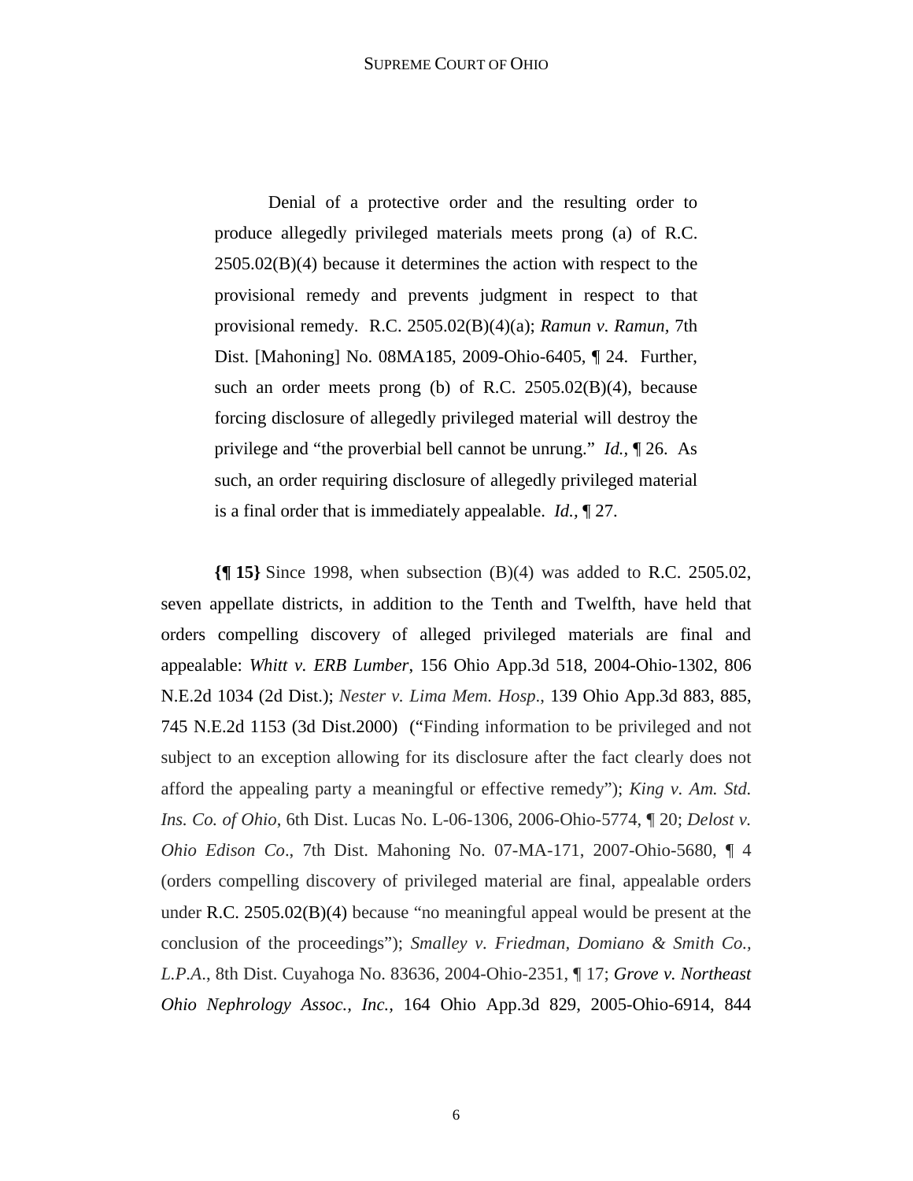> Denial of a protective order and the resulting order to produce allegedly privileged materials meets prong (a) of R.C. 2505.02(B)(4) because it determines the action with respect to the provisional remedy and prevents judgment in respect to that provisional remedy. R.C. 2505.02(B)(4)(a); *Ramun v. Ramun*, 7th Dist. [Mahoning] No. 08MA185, 2009-Ohio-6405, ¶ 24. Further, such an order meets prong (b) of R.C. 2505.02(B)(4), because forcing disclosure of allegedly privileged material will destroy the privilege and "the proverbial bell cannot be unrung." *Id.*, ¶ 26. As such, an order requiring disclosure of allegedly privileged material is a final order that is immediately appealable. *Id.*, ¶ 27.

**{¶ 15}** Since 1998, when subsection (B)(4) was added to R.C. 2505.02, seven appellate districts, in addition to the Tenth and Twelfth, have held that orders compelling discovery of alleged privileged materials are final and appealable: *Whitt v. ERB Lumber*, 156 Ohio App.3d 518, 2004-Ohio-1302, 806 N.E.2d 1034 (2d Dist.); *Nester v. Lima Mem. Hosp*., 139 Ohio App.3d 883, 885, 745 N.E.2d 1153 (3d Dist.2000) ("Finding information to be privileged and not subject to an exception allowing for its disclosure after the fact clearly does not afford the appealing party a meaningful or effective remedy"); *King v. Am. Std. Ins. Co. of Ohio*, 6th Dist. Lucas No. L-06-1306, 2006-Ohio-5774, ¶ 20; *Delost v. Ohio Edison Co*., 7th Dist. Mahoning No. 07-MA-171, 2007-Ohio-5680, ¶ 4 (orders compelling discovery of privileged material are final, appealable orders under R.C. 2505.02(B)(4) because "no meaningful appeal would be present at the conclusion of the proceedings"); *Smalley v. Friedman, Domiano & Smith Co., L.P.A*., 8th Dist. Cuyahoga No. 83636, 2004-Ohio-2351, ¶ 17; *Grove v. Northeast Ohio Nephrology Assoc., Inc.*, 164 Ohio App.3d 829, 2005-Ohio-6914, 844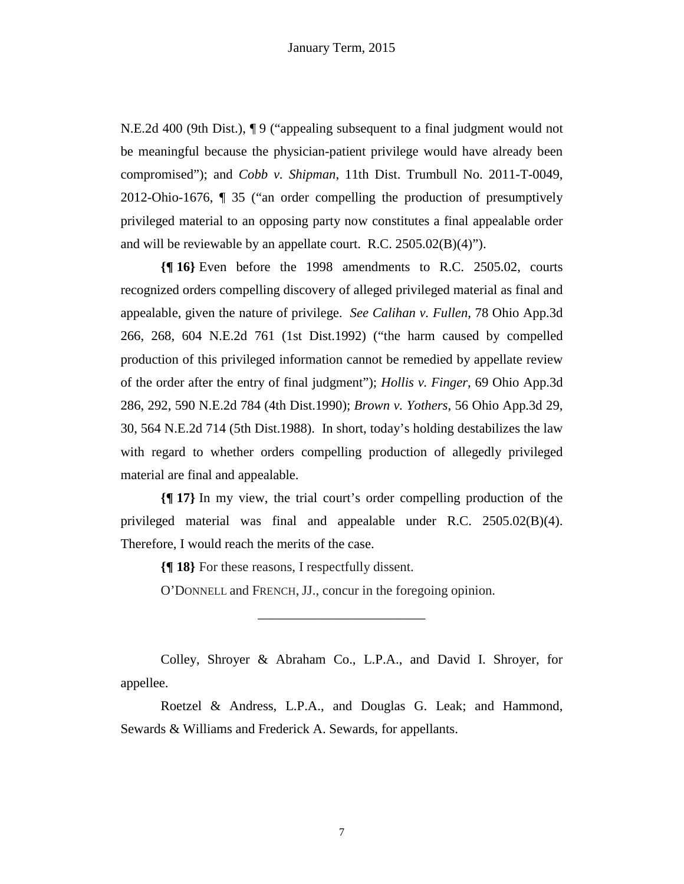N.E.2d 400 (9th Dist.), ¶ 9 ("appealing subsequent to a final judgment would not be meaningful because the physician-patient privilege would have already been compromised"); and *Cobb v. Shipman*, 11th Dist. Trumbull No. 2011-T-0049, 2012-Ohio-1676, ¶ 35 ("an order compelling the production of presumptively privileged material to an opposing party now constitutes a final appealable order and will be reviewable by an appellate court. R.C. 2505.02(B)(4)").

**{¶ 16}** Even before the 1998 amendments to R.C. 2505.02, courts recognized orders compelling discovery of alleged privileged material as final and appealable, given the nature of privilege. *See Calihan v. Fullen*, 78 Ohio App.3d 266, 268, 604 N.E.2d 761 (1st Dist.1992) ("the harm caused by compelled production of this privileged information cannot be remedied by appellate review of the order after the entry of final judgment"); *Hollis v. Finger*, 69 Ohio App.3d 286, 292, 590 N.E.2d 784 (4th Dist.1990); *Brown v. Yothers*, 56 Ohio App.3d 29, 30, 564 N.E.2d 714 (5th Dist.1988). In short, today's holding destabilizes the law with regard to whether orders compelling production of allegedly privileged material are final and appealable.

**{¶ 17}** In my view, the trial court's order compelling production of the privileged material was final and appealable under R.C. 2505.02(B)(4). Therefore, I would reach the merits of the case.

**{¶ 18}** For these reasons, I respectfully dissent.

O'DONNELL and FRENCH, JJ., concur in the foregoing opinion.

---

Colley, Shroyer & Abraham Co., L.P.A., and David I. Shroyer, for appellee.

Roetzel & Andress, L.P.A., and Douglas G. Leak; and Hammond, Sewards & Williams and Frederick A. Sewards, for appellants.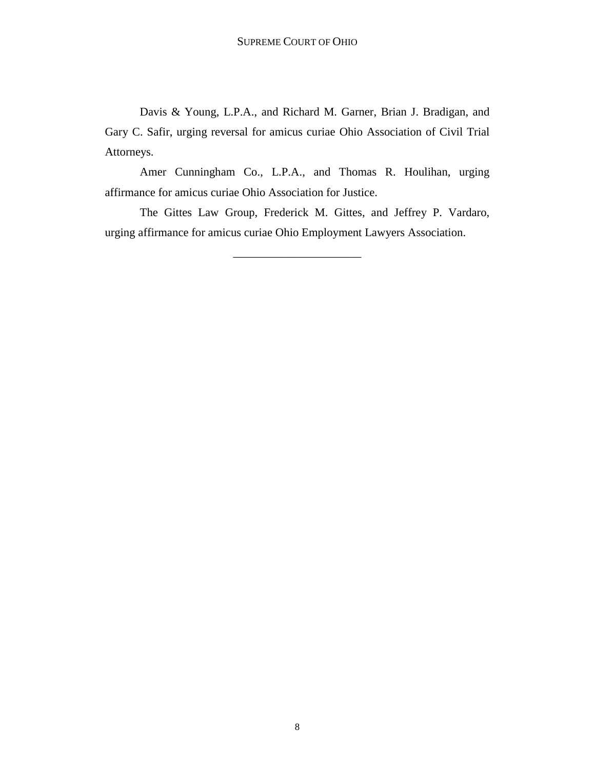Davis & Young, L.P.A., and Richard M. Garner, Brian J. Bradigan, and Gary C. Safir, urging reversal for amicus curiae Ohio Association of Civil Trial Attorneys.

Amer Cunningham Co., L.P.A., and Thomas R. Houlihan, urging affirmance for amicus curiae Ohio Association for Justice.

The Gittes Law Group, Frederick M. Gittes, and Jeffrey P. Vardaro, urging affirmance for amicus curiae Ohio Employment Lawyers Association.

______________________